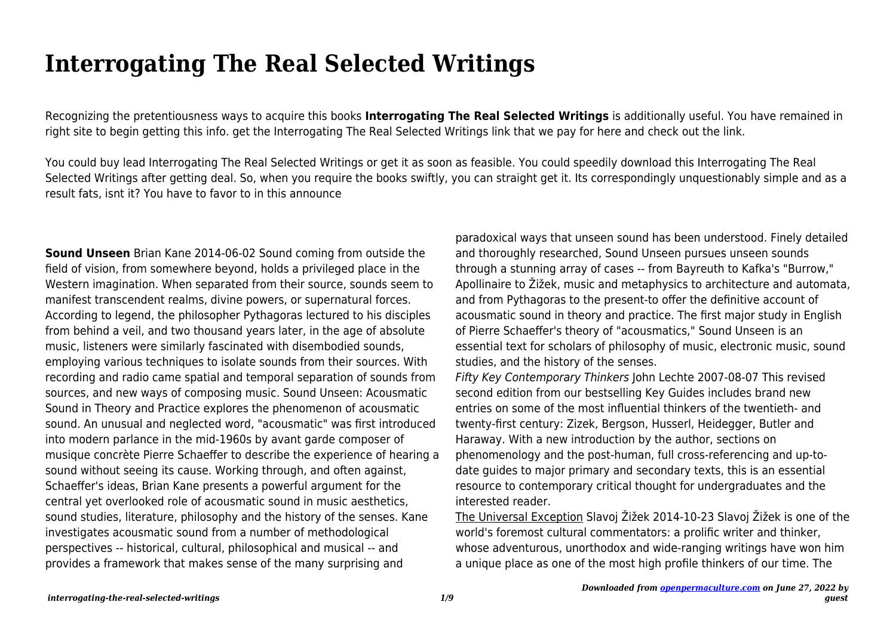# Interrogating The Real Selected Writings

Recognizing the pretentiousness ways to acquire this books **Interrogating The Real Selected Writings** is additionally useful. You have remained in right site to begin getting this info. get the Interrogating The Real Selected Writings link that we pay for here and check out the link.

You could buy lead Interrogating The Real Selected Writings or get it as soon as feasible. You could speedily download this Interrogating The Real Selected Writings after getting deal. So, when you require the books swiftly, you can straight get it. Its correspondingly unquestionably simple and as a result fats, isnt it? You have to favor to in this announce

**Sound Unseen** Brian Kane 2014-06-02 Sound coming from outside the field of vision, from somewhere beyond, holds a privileged place in the Western imagination. When separated from their source, sounds seem to manifest transcendent realms, divine powers, or supernatural forces. According to legend, the philosopher Pythagoras lectured to his disciples from behind a veil, and two thousand years later, in the age of absolute music, listeners were similarly fascinated with disembodied sounds, employing various techniques to isolate sounds from their sources. With recording and radio came spatial and temporal separation of sounds from sources, and new ways of composing music. Sound Unseen: Acousmatic Sound in Theory and Practice explores the phenomenon of acousmatic sound. An unusual and neglected word, "acousmatic" was first introduced into modern parlance in the mid-1960s by avant garde composer of musique concrète Pierre Schaeffer to describe the experience of hearing a sound without seeing its cause. Working through, and often against, Schaeffer's ideas, Brian Kane presents a powerful argument for the central yet overlooked role of acousmatic sound in music aesthetics, sound studies, literature, philosophy and the history of the senses. Kane investigates acousmatic sound from a number of methodological perspectives -- historical, cultural, philosophical and musical -- and provides a framework that makes sense of the many surprising and paradoxical ways that unseen sound has been understood. Finely detailed and thoroughly researched, Sound Unseen pursues unseen sounds through a stunning array of cases -- from Bayreuth to Kafka's "Burrow," Apollinaire to Žižek, music and metaphysics to architecture and automata, and from Pythagoras to the present-to offer the definitive account of acousmatic sound in theory and practice. The first major study in English of Pierre Schaeffer's theory of "acousmatics," Sound Unseen is an essential text for scholars of philosophy of music, electronic music, sound studies, and the history of the senses.

*Fifty Key Contemporary Thinkers* John Lechte 2007-08-07 This revised second edition from our bestselling Key Guides includes brand new entries on some of the most influential thinkers of the twentieth- and twenty-first century: Zizek, Bergson, Husserl, Heidegger, Butler and Haraway. With a new introduction by the author, sections on phenomenology and the post-human, full cross-referencing and up-to-date guides to major primary and secondary texts, this is an essential resource to contemporary critical thought for undergraduates and the interested reader.

The Universal Exception Slavoj Žižek 2014-10-23 Slavoj Žižek is one of the world's foremost cultural commentators: a prolific writer and thinker, whose adventurous, unorthodox and wide-ranging writings have won him a unique place as one of the most high profile thinkers of our time. The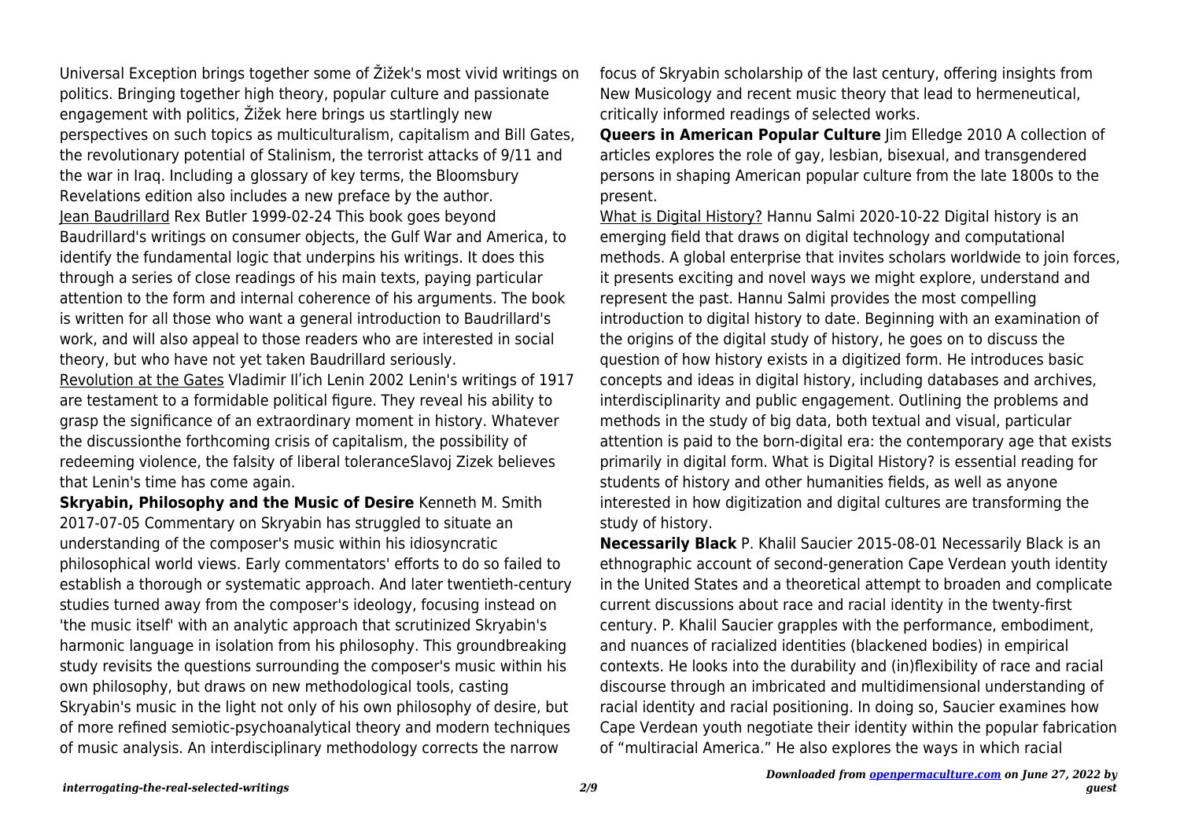Universal Exception brings together some of Žižek's most vivid writings on politics. Bringing together high theory, popular culture and passionate engagement with politics, Žižek here brings us startlingly new perspectives on such topics as multiculturalism, capitalism and Bill Gates, the revolutionary potential of Stalinism, the terrorist attacks of 9/11 and the war in Iraq. Including a glossary of key terms, the Bloomsbury Revelations edition also includes a new preface by the author.

Jean Baudrillard Rex Butler 1999-02-24 This book goes beyond Baudrillard's writings on consumer objects, the Gulf War and America, to identify the fundamental logic that underpins his writings. It does this through a series of close readings of his main texts, paying particular attention to the form and internal coherence of his arguments. The book is written for all those who want a general introduction to Baudrillard's work, and will also appeal to those readers who are interested in social theory, but who have not yet taken Baudrillard seriously.

Revolution at the Gates Vladimir Il'ich Lenin 2002 Lenin's writings of 1917 are testament to a formidable political figure. They reveal his ability to grasp the significance of an extraordinary moment in history. Whatever the discussionthe forthcoming crisis of capitalism, the possibility of redeeming violence, the falsity of liberal toleranceSlavoj Zizek believes that Lenin's time has come again.

**Skryabin, Philosophy and the Music of Desire** Kenneth M. Smith 2017-07-05 Commentary on Skryabin has struggled to situate an understanding of the composer's music within his idiosyncratic philosophical world views. Early commentators' efforts to do so failed to establish a thorough or systematic approach. And later twentieth-century studies turned away from the composer's ideology, focusing instead on 'the music itself' with an analytic approach that scrutinized Skryabin's harmonic language in isolation from his philosophy. This groundbreaking study revisits the questions surrounding the composer's music within his own philosophy, but draws on new methodological tools, casting Skryabin's music in the light not only of his own philosophy of desire, but of more refined semiotic-psychoanalytical theory and modern techniques of music analysis. An interdisciplinary methodology corrects the narrow focus of Skryabin scholarship of the last century, offering insights from New Musicology and recent music theory that lead to hermeneutical, critically informed readings of selected works.

**Queers in American Popular Culture** Jim Elledge 2010 A collection of articles explores the role of gay, lesbian, bisexual, and transgendered persons in shaping American popular culture from the late 1800s to the present.

What is Digital History? Hannu Salmi 2020-10-22 Digital history is an emerging field that draws on digital technology and computational methods. A global enterprise that invites scholars worldwide to join forces, it presents exciting and novel ways we might explore, understand and represent the past. Hannu Salmi provides the most compelling introduction to digital history to date. Beginning with an examination of the origins of the digital study of history, he goes on to discuss the question of how history exists in a digitized form. He introduces basic concepts and ideas in digital history, including databases and archives, interdisciplinarity and public engagement. Outlining the problems and methods in the study of big data, both textual and visual, particular attention is paid to the born-digital era: the contemporary age that exists primarily in digital form. What is Digital History? is essential reading for students of history and other humanities fields, as well as anyone interested in how digitization and digital cultures are transforming the study of history.

**Necessarily Black** P. Khalil Saucier 2015-08-01 Necessarily Black is an ethnographic account of second-generation Cape Verdean youth identity in the United States and a theoretical attempt to broaden and complicate current discussions about race and racial identity in the twenty-first century. P. Khalil Saucier grapples with the performance, embodiment, and nuances of racialized identities (blackened bodies) in empirical contexts. He looks into the durability and (in)flexibility of race and racial discourse through an imbricated and multidimensional understanding of racial identity and racial positioning. In doing so, Saucier examines how Cape Verdean youth negotiate their identity within the popular fabrication of "multiracial America." He also explores the ways in which racial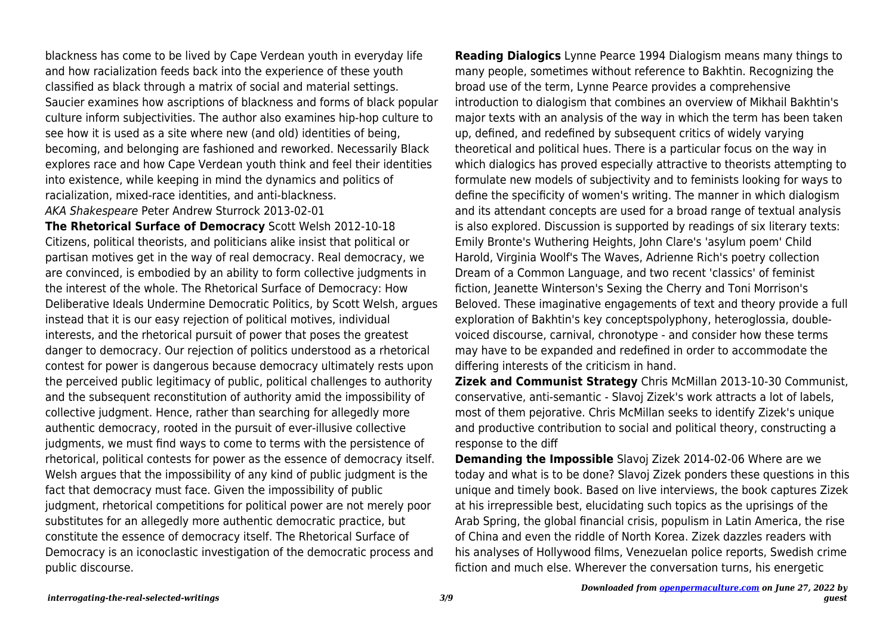blackness has come to be lived by Cape Verdean youth in everyday life and how racialization feeds back into the experience of these youth classified as black through a matrix of social and material settings. Saucier examines how ascriptions of blackness and forms of black popular culture inform subjectivities. The author also examines hip-hop culture to see how it is used as a site where new (and old) identities of being, becoming, and belonging are fashioned and reworked. Necessarily Black explores race and how Cape Verdean youth think and feel their identities into existence, while keeping in mind the dynamics and politics of racialization, mixed-race identities, and anti-blackness.

*AKA Shakespeare* Peter Andrew Sturrock 2013-02-01

**The Rhetorical Surface of Democracy** Scott Welsh 2012-10-18 Citizens, political theorists, and politicians alike insist that political or partisan motives get in the way of real democracy. Real democracy, we are convinced, is embodied by an ability to form collective judgments in the interest of the whole. The Rhetorical Surface of Democracy: How Deliberative Ideals Undermine Democratic Politics, by Scott Welsh, argues instead that it is our easy rejection of political motives, individual interests, and the rhetorical pursuit of power that poses the greatest danger to democracy. Our rejection of politics understood as a rhetorical contest for power is dangerous because democracy ultimately rests upon the perceived public legitimacy of public, political challenges to authority and the subsequent reconstitution of authority amid the impossibility of collective judgment. Hence, rather than searching for allegedly more authentic democracy, rooted in the pursuit of ever-illusive collective judgments, we must find ways to come to terms with the persistence of rhetorical, political contests for power as the essence of democracy itself. Welsh argues that the impossibility of any kind of public judgment is the fact that democracy must face. Given the impossibility of public judgment, rhetorical competitions for political power are not merely poor substitutes for an allegedly more authentic democratic practice, but constitute the essence of democracy itself. The Rhetorical Surface of Democracy is an iconoclastic investigation of the democratic process and public discourse.

**Reading Dialogics** Lynne Pearce 1994 Dialogism means many things to many people, sometimes without reference to Bakhtin. Recognizing the broad use of the term, Lynne Pearce provides a comprehensive introduction to dialogism that combines an overview of Mikhail Bakhtin's major texts with an analysis of the way in which the term has been taken up, defined, and redefined by subsequent critics of widely varying theoretical and political hues. There is a particular focus on the way in which dialogics has proved especially attractive to theorists attempting to formulate new models of subjectivity and to feminists looking for ways to define the specificity of women's writing. The manner in which dialogism and its attendant concepts are used for a broad range of textual analysis is also explored. Discussion is supported by readings of six literary texts: Emily Bronte's Wuthering Heights, John Clare's 'asylum poem' Child Harold, Virginia Woolf's The Waves, Adrienne Rich's poetry collection Dream of a Common Language, and two recent 'classics' of feminist fiction, Jeanette Winterson's Sexing the Cherry and Toni Morrison's Beloved. These imaginative engagements of text and theory provide a full exploration of Bakhtin's key conceptspolyphony, heteroglossia, double-voiced discourse, carnival, chronotype - and consider how these terms may have to be expanded and redefined in order to accommodate the differing interests of the criticism in hand.

**Zizek and Communist Strategy** Chris McMillan 2013-10-30 Communist, conservative, anti-semantic - Slavoj Zizek's work attracts a lot of labels, most of them pejorative. Chris McMillan seeks to identify Zizek's unique and productive contribution to social and political theory, constructing a response to the diff

**Demanding the Impossible** Slavoj Zizek 2014-02-06 Where are we today and what is to be done? Slavoj Zizek ponders these questions in this unique and timely book. Based on live interviews, the book captures Zizek at his irrepressible best, elucidating such topics as the uprisings of the Arab Spring, the global financial crisis, populism in Latin America, the rise of China and even the riddle of North Korea. Zizek dazzles readers with his analyses of Hollywood films, Venezuelan police reports, Swedish crime fiction and much else. Wherever the conversation turns, his energetic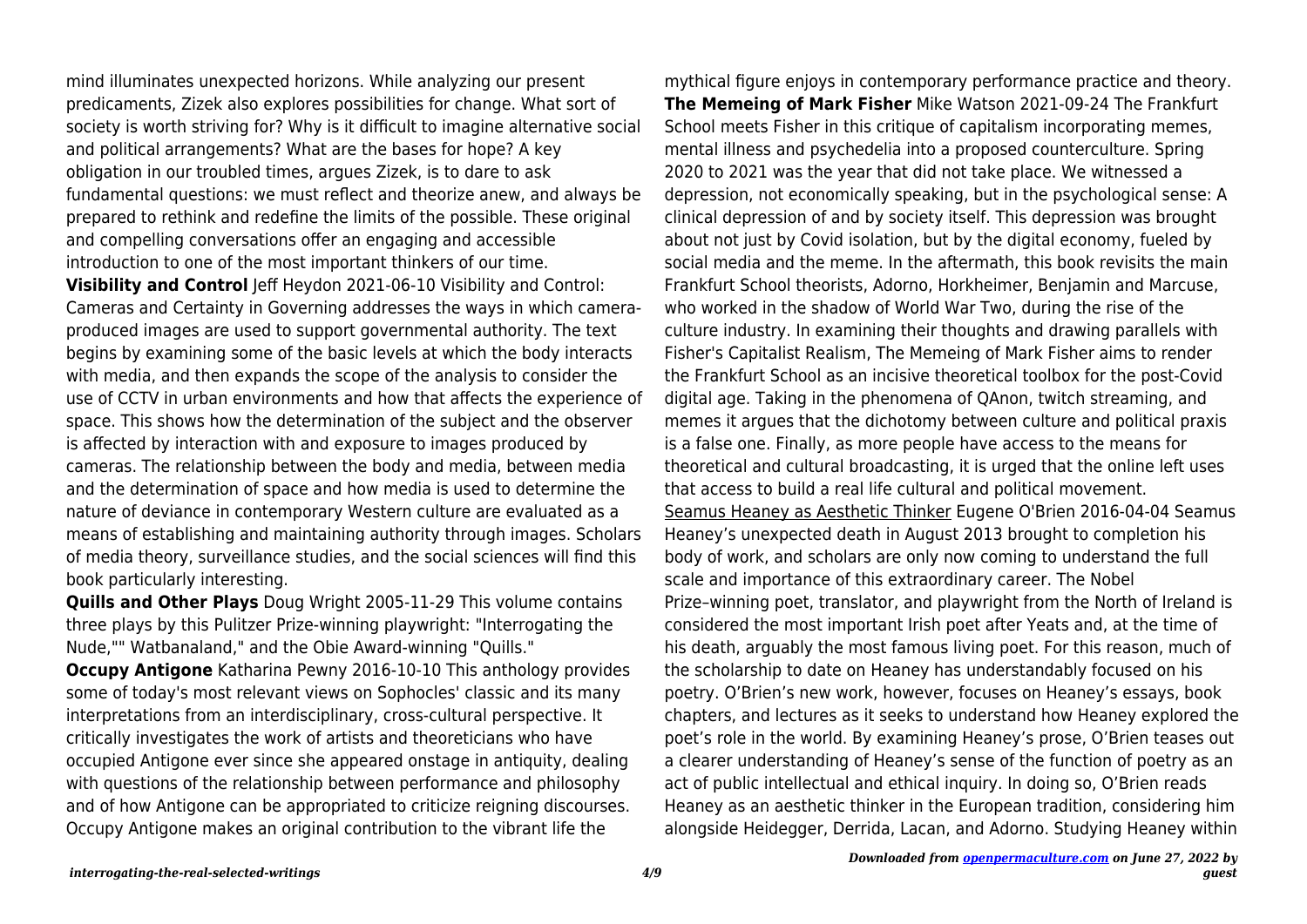mind illuminates unexpected horizons. While analyzing our present predicaments, Zizek also explores possibilities for change. What sort of society is worth striving for? Why is it difficult to imagine alternative social and political arrangements? What are the bases for hope? A key obligation in our troubled times, argues Zizek, is to dare to ask fundamental questions: we must reflect and theorize anew, and always be prepared to rethink and redefine the limits of the possible. These original and compelling conversations offer an engaging and accessible introduction to one of the most important thinkers of our time.

**Visibility and Control** Jeff Heydon 2021-06-10 Visibility and Control: Cameras and Certainty in Governing addresses the ways in which camera-produced images are used to support governmental authority. The text begins by examining some of the basic levels at which the body interacts with media, and then expands the scope of the analysis to consider the use of CCTV in urban environments and how that affects the experience of space. This shows how the determination of the subject and the observer is affected by interaction with and exposure to images produced by cameras. The relationship between the body and media, between media and the determination of space and how media is used to determine the nature of deviance in contemporary Western culture are evaluated as a means of establishing and maintaining authority through images. Scholars of media theory, surveillance studies, and the social sciences will find this book particularly interesting.

**Quills and Other Plays** Doug Wright 2005-11-29 This volume contains three plays by this Pulitzer Prize-winning playwright: "Interrogating the Nude,"" Watbanaland," and the Obie Award-winning "Quills."

**Occupy Antigone** Katharina Pewny 2016-10-10 This anthology provides some of today's most relevant views on Sophocles' classic and its many interpretations from an interdisciplinary, cross-cultural perspective. It critically investigates the work of artists and theoreticians who have occupied Antigone ever since she appeared onstage in antiquity, dealing with questions of the relationship between performance and philosophy and of how Antigone can be appropriated to criticize reigning discourses. Occupy Antigone makes an original contribution to the vibrant life the mythical figure enjoys in contemporary performance practice and theory.

**The Memeing of Mark Fisher** Mike Watson 2021-09-24 The Frankfurt School meets Fisher in this critique of capitalism incorporating memes, mental illness and psychedelia into a proposed counterculture. Spring 2020 to 2021 was the year that did not take place. We witnessed a depression, not economically speaking, but in the psychological sense: A clinical depression of and by society itself. This depression was brought about not just by Covid isolation, but by the digital economy, fueled by social media and the meme. In the aftermath, this book revisits the main Frankfurt School theorists, Adorno, Horkheimer, Benjamin and Marcuse, who worked in the shadow of World War Two, during the rise of the culture industry. In examining their thoughts and drawing parallels with Fisher's Capitalist Realism, The Memeing of Mark Fisher aims to render the Frankfurt School as an incisive theoretical toolbox for the post-Covid digital age. Taking in the phenomena of QAnon, twitch streaming, and memes it argues that the dichotomy between culture and political praxis is a false one. Finally, as more people have access to the means for theoretical and cultural broadcasting, it is urged that the online left uses that access to build a real life cultural and political movement.

Seamus Heaney as Aesthetic Thinker Eugene O'Brien 2016-04-04 Seamus Heaney's unexpected death in August 2013 brought to completion his body of work, and scholars are only now coming to understand the full scale and importance of this extraordinary career. The Nobel Prize–winning poet, translator, and playwright from the North of Ireland is considered the most important Irish poet after Yeats and, at the time of his death, arguably the most famous living poet. For this reason, much of the scholarship to date on Heaney has understandably focused on his poetry. O'Brien's new work, however, focuses on Heaney's essays, book chapters, and lectures as it seeks to understand how Heaney explored the poet's role in the world. By examining Heaney's prose, O'Brien teases out a clearer understanding of Heaney's sense of the function of poetry as an act of public intellectual and ethical inquiry. In doing so, O'Brien reads Heaney as an aesthetic thinker in the European tradition, considering him alongside Heidegger, Derrida, Lacan, and Adorno. Studying Heaney within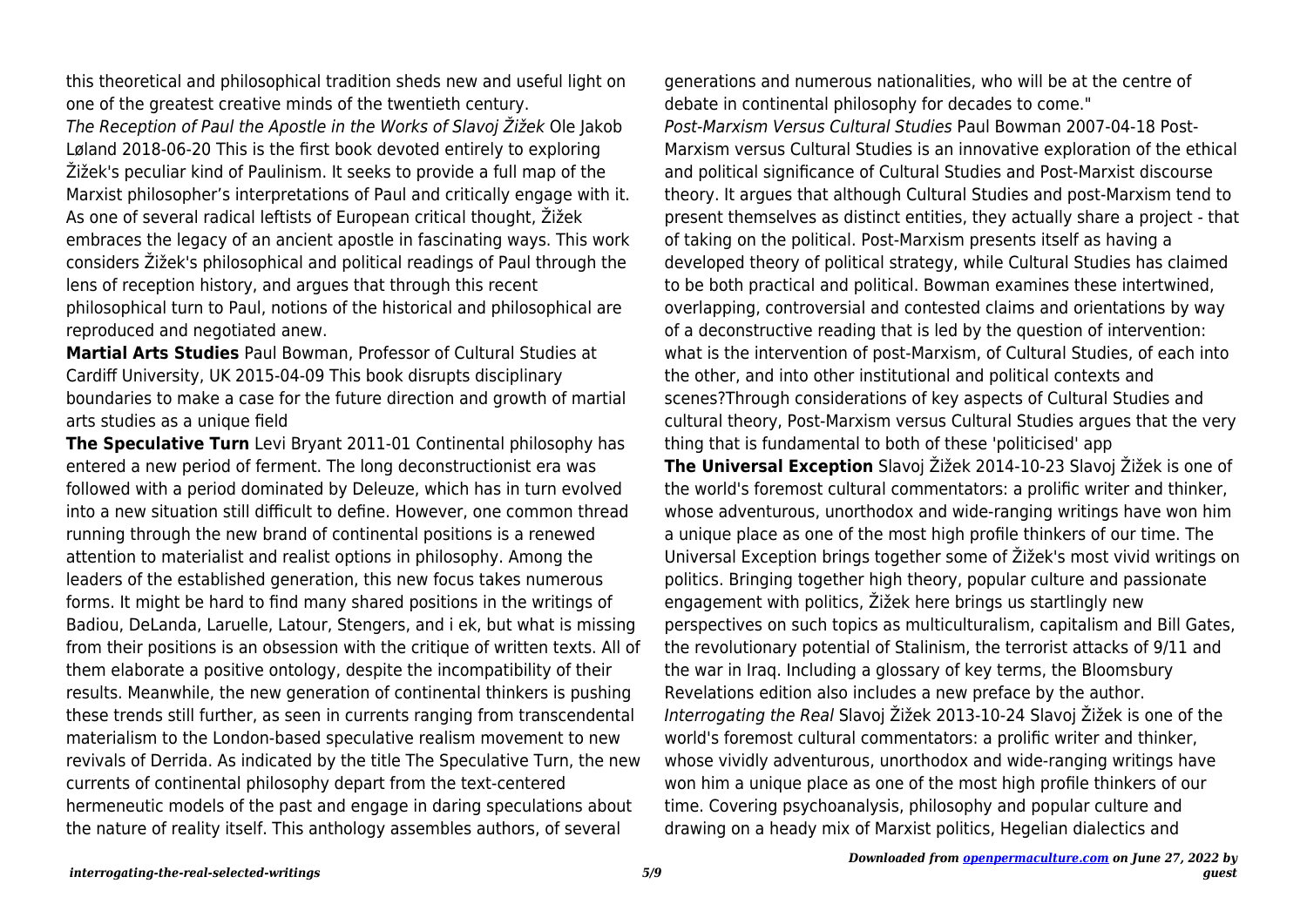this theoretical and philosophical tradition sheds new and useful light on one of the greatest creative minds of the twentieth century.

*The Reception of Paul the Apostle in the Works of Slavoj Žižek* Ole Jakob Løland 2018-06-20 This is the first book devoted entirely to exploring Žižek's peculiar kind of Paulinism. It seeks to provide a full map of the Marxist philosopher's interpretations of Paul and critically engage with it. As one of several radical leftists of European critical thought, Žižek embraces the legacy of an ancient apostle in fascinating ways. This work considers Žižek's philosophical and political readings of Paul through the lens of reception history, and argues that through this recent philosophical turn to Paul, notions of the historical and philosophical are reproduced and negotiated anew.

**Martial Arts Studies** Paul Bowman, Professor of Cultural Studies at Cardiff University, UK 2015-04-09 This book disrupts disciplinary boundaries to make a case for the future direction and growth of martial arts studies as a unique field

**The Speculative Turn** Levi Bryant 2011-01 Continental philosophy has entered a new period of ferment. The long deconstructionist era was followed with a period dominated by Deleuze, which has in turn evolved into a new situation still difficult to define. However, one common thread running through the new brand of continental positions is a renewed attention to materialist and realist options in philosophy. Among the leaders of the established generation, this new focus takes numerous forms. It might be hard to find many shared positions in the writings of Badiou, DeLanda, Laruelle, Latour, Stengers, and i ek, but what is missing from their positions is an obsession with the critique of written texts. All of them elaborate a positive ontology, despite the incompatibility of their results. Meanwhile, the new generation of continental thinkers is pushing these trends still further, as seen in currents ranging from transcendental materialism to the London-based speculative realism movement to new revivals of Derrida. As indicated by the title The Speculative Turn, the new currents of continental philosophy depart from the text-centered hermeneutic models of the past and engage in daring speculations about the nature of reality itself. This anthology assembles authors, of several generations and numerous nationalities, who will be at the centre of debate in continental philosophy for decades to come."

*Post-Marxism Versus Cultural Studies* Paul Bowman 2007-04-18 Post-Marxism versus Cultural Studies is an innovative exploration of the ethical and political significance of Cultural Studies and Post-Marxist discourse theory. It argues that although Cultural Studies and post-Marxism tend to present themselves as distinct entities, they actually share a project - that of taking on the political. Post-Marxism presents itself as having a developed theory of political strategy, while Cultural Studies has claimed to be both practical and political. Bowman examines these intertwined, overlapping, controversial and contested claims and orientations by way of a deconstructive reading that is led by the question of intervention: what is the intervention of post-Marxism, of Cultural Studies, of each into the other, and into other institutional and political contexts and scenes?Through considerations of key aspects of Cultural Studies and cultural theory, Post-Marxism versus Cultural Studies argues that the very thing that is fundamental to both of these 'politicised' app

**The Universal Exception** Slavoj Žižek 2014-10-23 Slavoj Žižek is one of the world's foremost cultural commentators: a prolific writer and thinker, whose adventurous, unorthodox and wide-ranging writings have won him a unique place as one of the most high profile thinkers of our time. The Universal Exception brings together some of Žižek's most vivid writings on politics. Bringing together high theory, popular culture and passionate engagement with politics, Žižek here brings us startlingly new perspectives on such topics as multiculturalism, capitalism and Bill Gates, the revolutionary potential of Stalinism, the terrorist attacks of 9/11 and the war in Iraq. Including a glossary of key terms, the Bloomsbury Revelations edition also includes a new preface by the author.

*Interrogating the Real* Slavoj Žižek 2013-10-24 Slavoj Žižek is one of the world's foremost cultural commentators: a prolific writer and thinker, whose vividly adventurous, unorthodox and wide-ranging writings have won him a unique place as one of the most high profile thinkers of our time. Covering psychoanalysis, philosophy and popular culture and drawing on a heady mix of Marxist politics, Hegelian dialectics and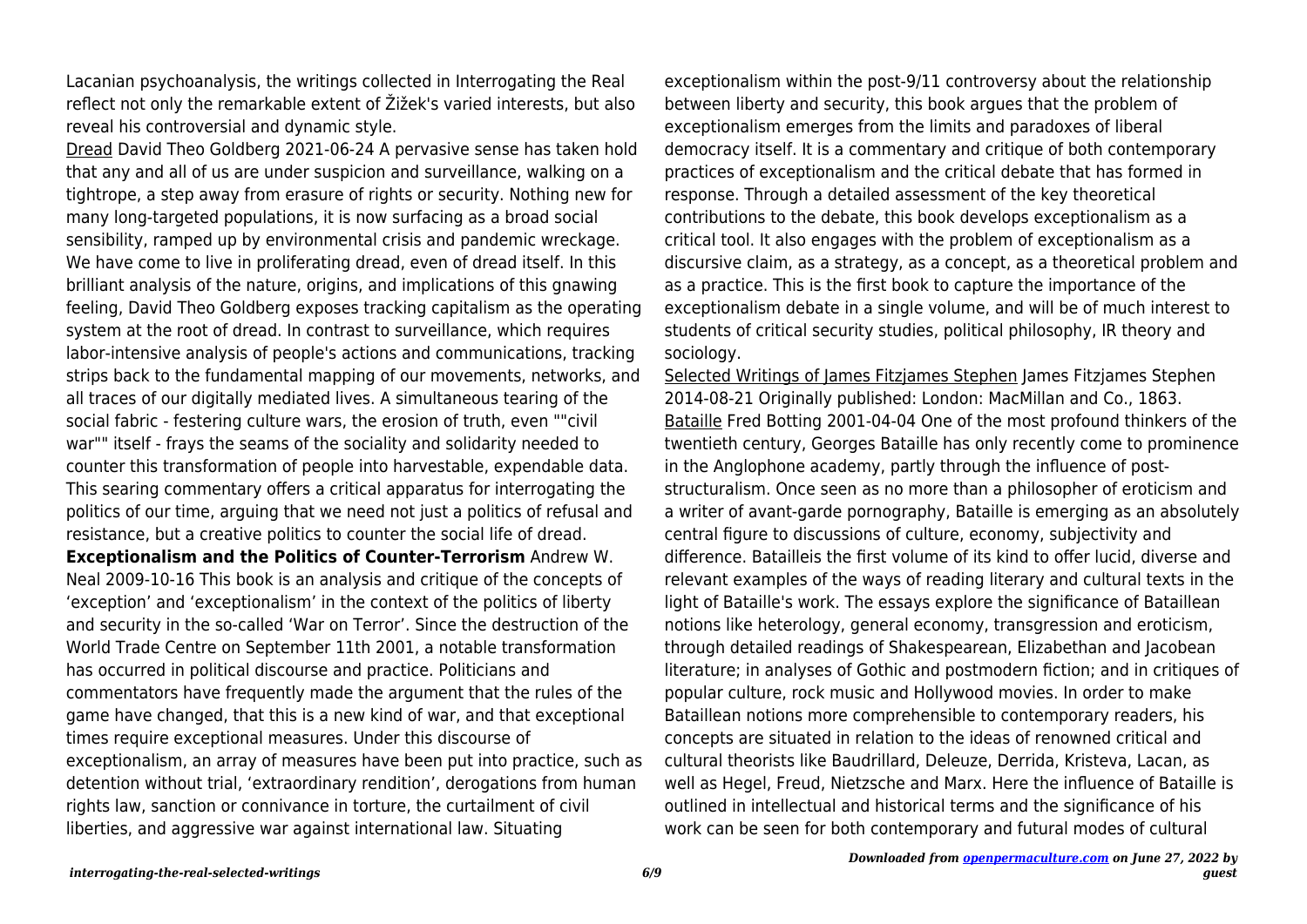Lacanian psychoanalysis, the writings collected in Interrogating the Real reflect not only the remarkable extent of Žižek's varied interests, but also reveal his controversial and dynamic style.

Dread David Theo Goldberg 2021-06-24 A pervasive sense has taken hold that any and all of us are under suspicion and surveillance, walking on a tightrope, a step away from erasure of rights or security. Nothing new for many long-targeted populations, it is now surfacing as a broad social sensibility, ramped up by environmental crisis and pandemic wreckage. We have come to live in proliferating dread, even of dread itself. In this brilliant analysis of the nature, origins, and implications of this gnawing feeling, David Theo Goldberg exposes tracking capitalism as the operating system at the root of dread. In contrast to surveillance, which requires labor-intensive analysis of people's actions and communications, tracking strips back to the fundamental mapping of our movements, networks, and all traces of our digitally mediated lives. A simultaneous tearing of the social fabric - festering culture wars, the erosion of truth, even ""civil war"" itself - frays the seams of the sociality and solidarity needed to counter this transformation of people into harvestable, expendable data. This searing commentary offers a critical apparatus for interrogating the politics of our time, arguing that we need not just a politics of refusal and resistance, but a creative politics to counter the social life of dread.

**Exceptionalism and the Politics of Counter-Terrorism** Andrew W. Neal 2009-10-16 This book is an analysis and critique of the concepts of 'exception' and 'exceptionalism' in the context of the politics of liberty and security in the so-called 'War on Terror'. Since the destruction of the World Trade Centre on September 11th 2001, a notable transformation has occurred in political discourse and practice. Politicians and commentators have frequently made the argument that the rules of the game have changed, that this is a new kind of war, and that exceptional times require exceptional measures. Under this discourse of exceptionalism, an array of measures have been put into practice, such as detention without trial, 'extraordinary rendition', derogations from human rights law, sanction or connivance in torture, the curtailment of civil liberties, and aggressive war against international law. Situating exceptionalism within the post-9/11 controversy about the relationship between liberty and security, this book argues that the problem of exceptionalism emerges from the limits and paradoxes of liberal democracy itself. It is a commentary and critique of both contemporary practices of exceptionalism and the critical debate that has formed in response. Through a detailed assessment of the key theoretical contributions to the debate, this book develops exceptionalism as a critical tool. It also engages with the problem of exceptionalism as a discursive claim, as a strategy, as a concept, as a theoretical problem and as a practice. This is the first book to capture the importance of the exceptionalism debate in a single volume, and will be of much interest to students of critical security studies, political philosophy, IR theory and sociology.

Selected Writings of James Fitzjames Stephen James Fitzjames Stephen 2014-08-21 Originally published: London: MacMillan and Co., 1863.

Bataille Fred Botting 2001-04-04 One of the most profound thinkers of the twentieth century, Georges Bataille has only recently come to prominence in the Anglophone academy, partly through the influence of post-structuralism. Once seen as no more than a philosopher of eroticism and a writer of avant-garde pornography, Bataille is emerging as an absolutely central figure to discussions of culture, economy, subjectivity and difference. Batailleis the first volume of its kind to offer lucid, diverse and relevant examples of the ways of reading literary and cultural texts in the light of Bataille's work. The essays explore the significance of Bataillean notions like heterology, general economy, transgression and eroticism, through detailed readings of Shakespearean, Elizabethan and Jacobean literature; in analyses of Gothic and postmodern fiction; and in critiques of popular culture, rock music and Hollywood movies. In order to make Bataillean notions more comprehensible to contemporary readers, his concepts are situated in relation to the ideas of renowned critical and cultural theorists like Baudrillard, Deleuze, Derrida, Kristeva, Lacan, as well as Hegel, Freud, Nietzsche and Marx. Here the influence of Bataille is outlined in intellectual and historical terms and the significance of his work can be seen for both contemporary and futural modes of cultural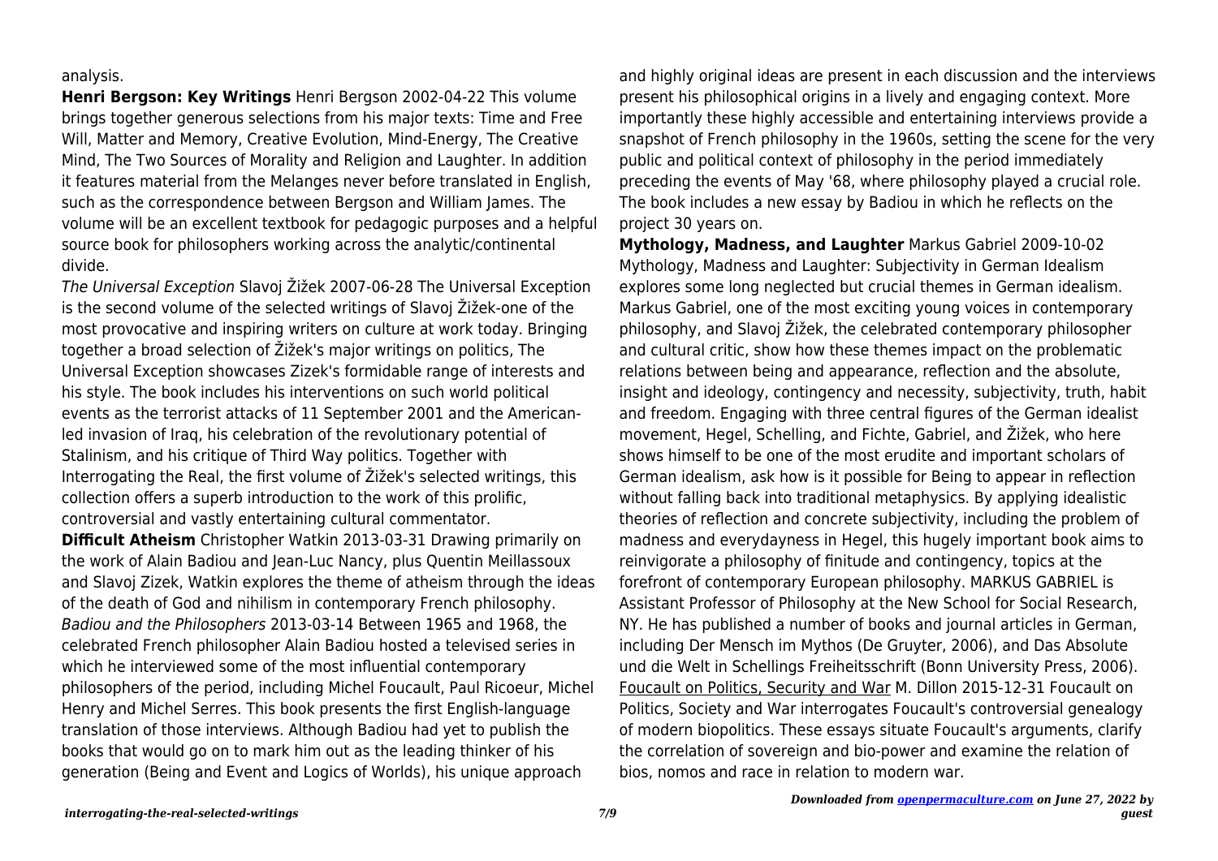analysis.

**Henri Bergson: Key Writings** Henri Bergson 2002-04-22 This volume brings together generous selections from his major texts: Time and Free Will, Matter and Memory, Creative Evolution, Mind-Energy, The Creative Mind, The Two Sources of Morality and Religion and Laughter. In addition it features material from the Melanges never before translated in English, such as the correspondence between Bergson and William James. The volume will be an excellent textbook for pedagogic purposes and a helpful source book for philosophers working across the analytic/continental divide.

*The Universal Exception* Slavoj Žižek 2007-06-28 The Universal Exception is the second volume of the selected writings of Slavoj Žižek-one of the most provocative and inspiring writers on culture at work today. Bringing together a broad selection of Žižek's major writings on politics, The Universal Exception showcases Zizek's formidable range of interests and his style. The book includes his interventions on such world political events as the terrorist attacks of 11 September 2001 and the American-led invasion of Iraq, his celebration of the revolutionary potential of Stalinism, and his critique of Third Way politics. Together with Interrogating the Real, the first volume of Žižek's selected writings, this collection offers a superb introduction to the work of this prolific, controversial and vastly entertaining cultural commentator.

**Difficult Atheism** Christopher Watkin 2013-03-31 Drawing primarily on the work of Alain Badiou and Jean-Luc Nancy, plus Quentin Meillassoux and Slavoj Zizek, Watkin explores the theme of atheism through the ideas of the death of God and nihilism in contemporary French philosophy.

*Badiou and the Philosophers* 2013-03-14 Between 1965 and 1968, the celebrated French philosopher Alain Badiou hosted a televised series in which he interviewed some of the most influential contemporary philosophers of the period, including Michel Foucault, Paul Ricoeur, Michel Henry and Michel Serres. This book presents the first English-language translation of those interviews. Although Badiou had yet to publish the books that would go on to mark him out as the leading thinker of his generation (Being and Event and Logics of Worlds), his unique approach and highly original ideas are present in each discussion and the interviews present his philosophical origins in a lively and engaging context. More importantly these highly accessible and entertaining interviews provide a snapshot of French philosophy in the 1960s, setting the scene for the very public and political context of philosophy in the period immediately preceding the events of May '68, where philosophy played a crucial role. The book includes a new essay by Badiou in which he reflects on the project 30 years on.

**Mythology, Madness, and Laughter** Markus Gabriel 2009-10-02 Mythology, Madness and Laughter: Subjectivity in German Idealism explores some long neglected but crucial themes in German idealism. Markus Gabriel, one of the most exciting young voices in contemporary philosophy, and Slavoj Žižek, the celebrated contemporary philosopher and cultural critic, show how these themes impact on the problematic relations between being and appearance, reflection and the absolute, insight and ideology, contingency and necessity, subjectivity, truth, habit and freedom. Engaging with three central figures of the German idealist movement, Hegel, Schelling, and Fichte, Gabriel, and Žižek, who here shows himself to be one of the most erudite and important scholars of German idealism, ask how is it possible for Being to appear in reflection without falling back into traditional metaphysics. By applying idealistic theories of reflection and concrete subjectivity, including the problem of madness and everydayness in Hegel, this hugely important book aims to reinvigorate a philosophy of finitude and contingency, topics at the forefront of contemporary European philosophy. MARKUS GABRIEL is Assistant Professor of Philosophy at the New School for Social Research, NY. He has published a number of books and journal articles in German, including Der Mensch im Mythos (De Gruyter, 2006), and Das Absolute und die Welt in Schellings Freiheitsschrift (Bonn University Press, 2006).

Foucault on Politics, Security and War M. Dillon 2015-12-31 Foucault on Politics, Society and War interrogates Foucault's controversial genealogy of modern biopolitics. These essays situate Foucault's arguments, clarify the correlation of sovereign and bio-power and examine the relation of bios, nomos and race in relation to modern war.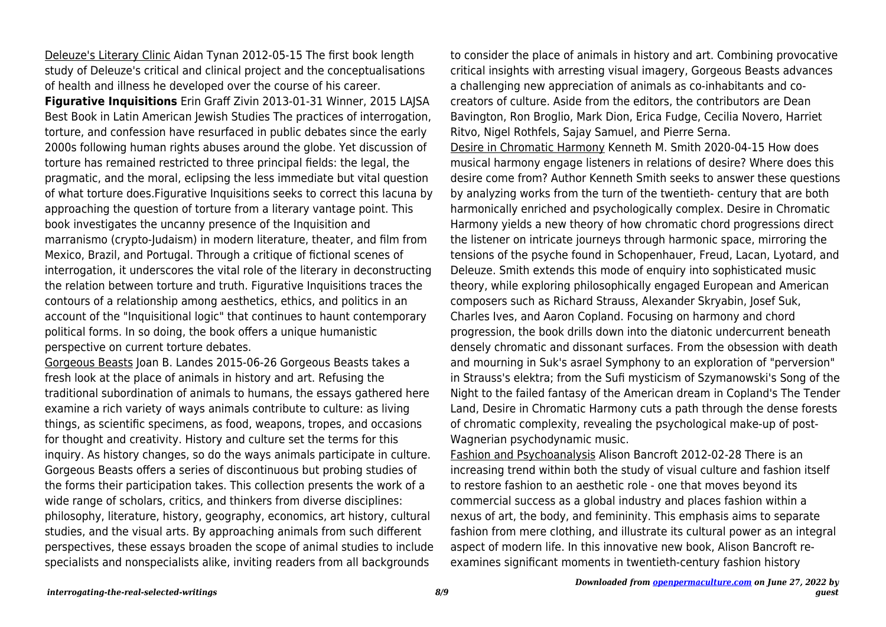Deleuze's Literary Clinic Aidan Tynan 2012-05-15 The first book length study of Deleuze's critical and clinical project and the conceptualisations of health and illness he developed over the course of his career.

**Figurative Inquisitions** Erin Graff Zivin 2013-01-31 Winner, 2015 LAJSA Best Book in Latin American Jewish Studies The practices of interrogation, torture, and confession have resurfaced in public debates since the early 2000s following human rights abuses around the globe. Yet discussion of torture has remained restricted to three principal fields: the legal, the pragmatic, and the moral, eclipsing the less immediate but vital question of what torture does.Figurative Inquisitions seeks to correct this lacuna by approaching the question of torture from a literary vantage point. This book investigates the uncanny presence of the Inquisition and marranismo (crypto-Judaism) in modern literature, theater, and film from Mexico, Brazil, and Portugal. Through a critique of fictional scenes of interrogation, it underscores the vital role of the literary in deconstructing the relation between torture and truth. Figurative Inquisitions traces the contours of a relationship among aesthetics, ethics, and politics in an account of the "Inquisitional logic" that continues to haunt contemporary political forms. In so doing, the book offers a unique humanistic perspective on current torture debates.

Gorgeous Beasts Joan B. Landes 2015-06-26 Gorgeous Beasts takes a fresh look at the place of animals in history and art. Refusing the traditional subordination of animals to humans, the essays gathered here examine a rich variety of ways animals contribute to culture: as living things, as scientific specimens, as food, weapons, tropes, and occasions for thought and creativity. History and culture set the terms for this inquiry. As history changes, so do the ways animals participate in culture. Gorgeous Beasts offers a series of discontinuous but probing studies of the forms their participation takes. This collection presents the work of a wide range of scholars, critics, and thinkers from diverse disciplines: philosophy, literature, history, geography, economics, art history, cultural studies, and the visual arts. By approaching animals from such different perspectives, these essays broaden the scope of animal studies to include specialists and nonspecialists alike, inviting readers from all backgrounds to consider the place of animals in history and art. Combining provocative critical insights with arresting visual imagery, Gorgeous Beasts advances a challenging new appreciation of animals as co-inhabitants and co-creators of culture. Aside from the editors, the contributors are Dean Bavington, Ron Broglio, Mark Dion, Erica Fudge, Cecilia Novero, Harriet Ritvo, Nigel Rothfels, Sajay Samuel, and Pierre Serna.

Desire in Chromatic Harmony Kenneth M. Smith 2020-04-15 How does musical harmony engage listeners in relations of desire? Where does this desire come from? Author Kenneth Smith seeks to answer these questions by analyzing works from the turn of the twentieth- century that are both harmonically enriched and psychologically complex. Desire in Chromatic Harmony yields a new theory of how chromatic chord progressions direct the listener on intricate journeys through harmonic space, mirroring the tensions of the psyche found in Schopenhauer, Freud, Lacan, Lyotard, and Deleuze. Smith extends this mode of enquiry into sophisticated music theory, while exploring philosophically engaged European and American composers such as Richard Strauss, Alexander Skryabin, Josef Suk, Charles Ives, and Aaron Copland. Focusing on harmony and chord progression, the book drills down into the diatonic undercurrent beneath densely chromatic and dissonant surfaces. From the obsession with death and mourning in Suk's asrael Symphony to an exploration of "perversion" in Strauss's elektra; from the Sufi mysticism of Szymanowski's Song of the Night to the failed fantasy of the American dream in Copland's The Tender Land, Desire in Chromatic Harmony cuts a path through the dense forests of chromatic complexity, revealing the psychological make-up of post-Wagnerian psychodynamic music.

Fashion and Psychoanalysis Alison Bancroft 2012-02-28 There is an increasing trend within both the study of visual culture and fashion itself to restore fashion to an aesthetic role - one that moves beyond its commercial success as a global industry and places fashion within a nexus of art, the body, and femininity. This emphasis aims to separate fashion from mere clothing, and illustrate its cultural power as an integral aspect of modern life. In this innovative new book, Alison Bancroft re-examines significant moments in twentieth-century fashion history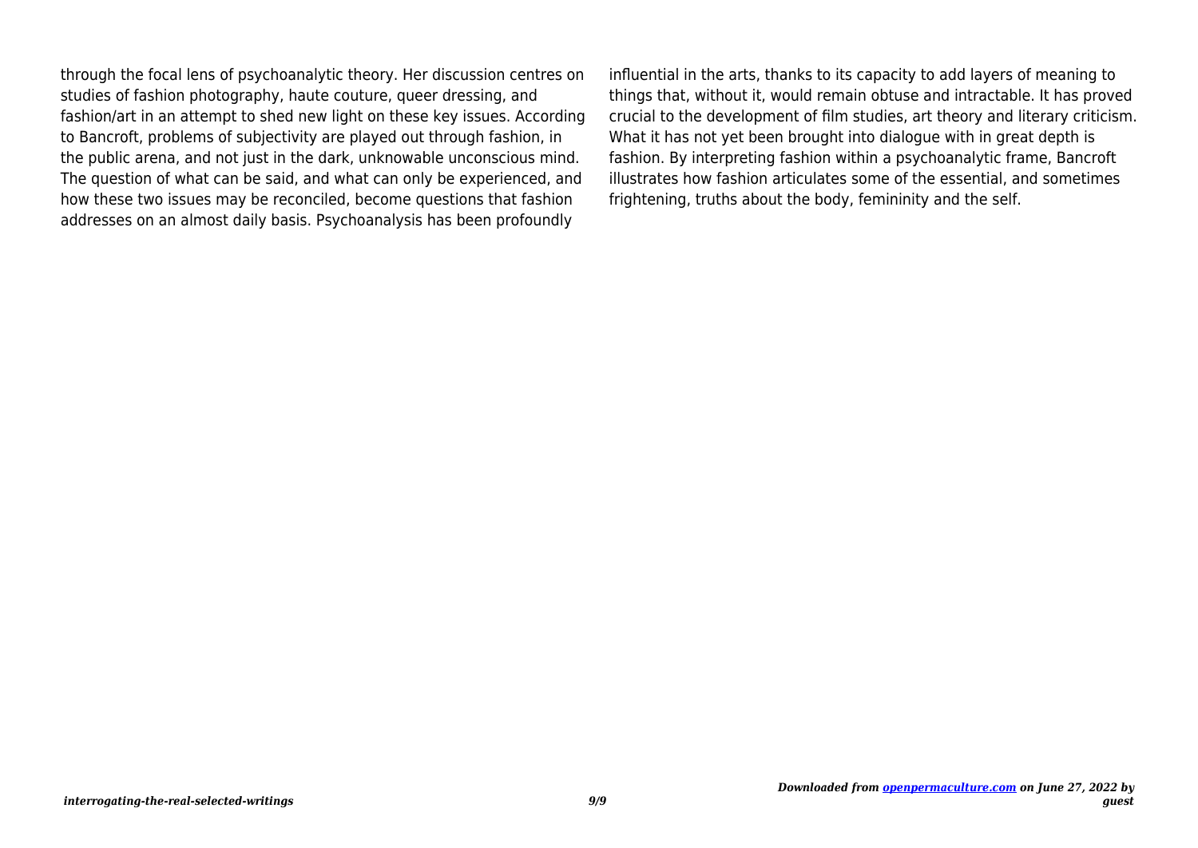through the focal lens of psychoanalytic theory. Her discussion centres on studies of fashion photography, haute couture, queer dressing, and fashion/art in an attempt to shed new light on these key issues. According to Bancroft, problems of subjectivity are played out through fashion, in the public arena, and not just in the dark, unknowable unconscious mind. The question of what can be said, and what can only be experienced, and how these two issues may be reconciled, become questions that fashion addresses on an almost daily basis. Psychoanalysis has been profoundly influential in the arts, thanks to its capacity to add layers of meaning to things that, without it, would remain obtuse and intractable. It has proved crucial to the development of film studies, art theory and literary criticism. What it has not yet been brought into dialogue with in great depth is fashion. By interpreting fashion within a psychoanalytic frame, Bancroft illustrates how fashion articulates some of the essential, and sometimes frightening, truths about the body, femininity and the self.